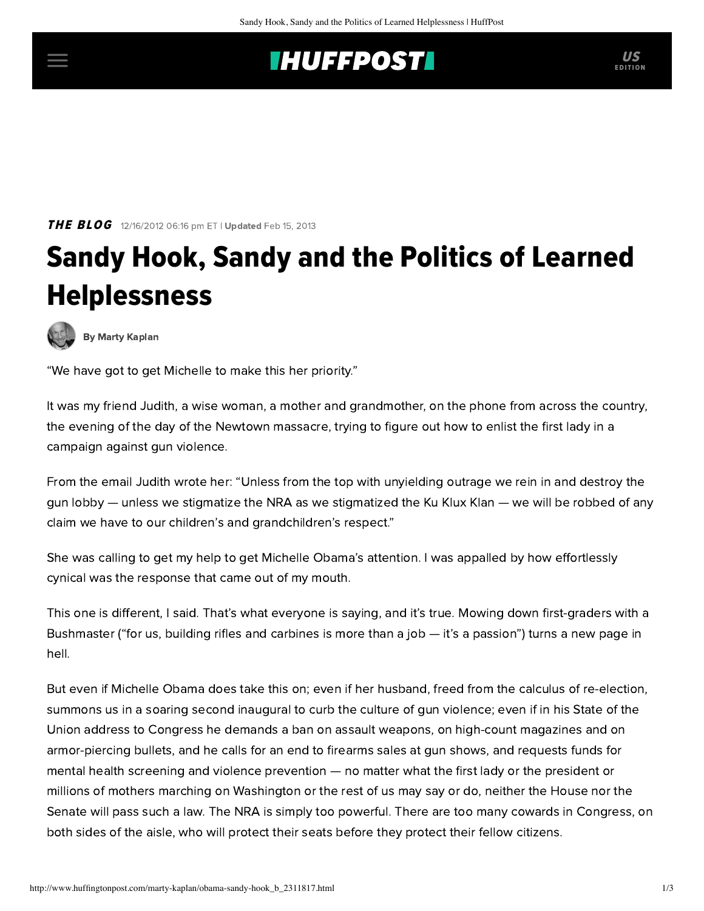**THE BLOG** 12/16/2012 06:16 pm ET | **Updated** Feb 15, 2013

# Sandy Hook, Sandy and the Politics of Learned Helplessness

**By Marty Kaplan**

"We have got to get Michelle to make this her priority."

It was my friend Judith, a wise woman, a mother and grandmother, on the phone from across the country, the evening of the day of the Newtown massacre, trying to figure out how to enlist the first lady in a campaign against gun violence.

From the email Judith wrote her: "Unless from the top with unyielding outrage we rein in and destroy the gun lobby — unless we stigmatize the NRA as we stigmatized the Ku Klux Klan — we will be robbed of any claim we have to our children's and grandchildren's respect."

She was calling to get my help to get Michelle Obama's attention. I was appalled by how effortlessly cynical was the response that came out of my mouth.

This one is different, I said. That's what everyone is saying, and it's true. Mowing down first-graders with a Bushmaster ("for us, building rifles and carbines is more than a job — it's a passion") turns a new page in hell.

But even if Michelle Obama does take this on; even if her husband, freed from the calculus of re-election, summons us in a soaring second inaugural to curb the culture of gun violence; even if in his State of the Union address to Congress he demands a ban on assault weapons, on high-count magazines and on armor-piercing bullets, and he calls for an end to firearms sales at gun shows, and requests funds for mental health screening and violence prevention — no matter what the first lady or the president or millions of mothers marching on Washington or the rest of us may say or do, neither the House nor the Senate will pass such a law. The NRA is simply too powerful. There are too many cowards in Congress, on both sides of the aisle, who will protect their seats before they protect their fellow citizens.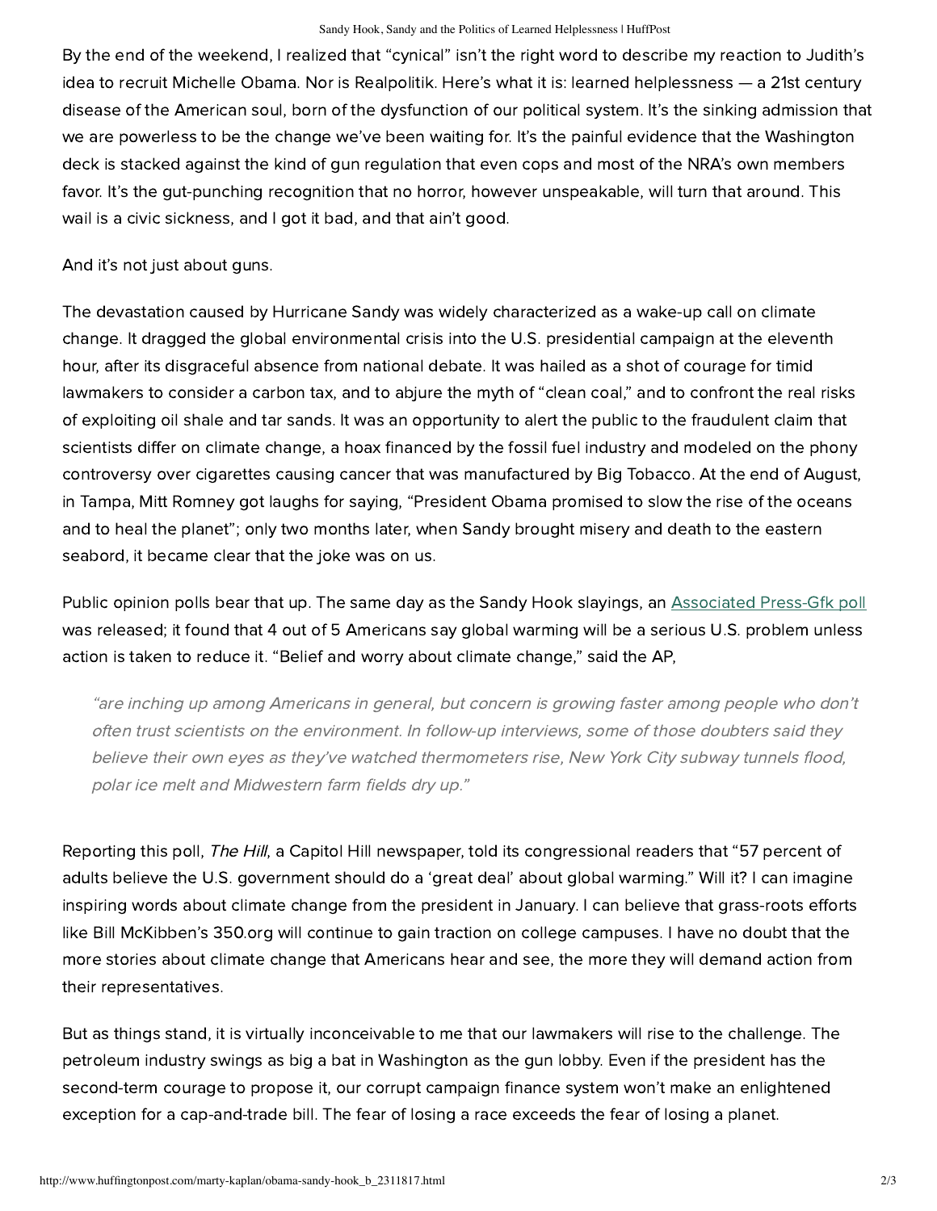By the end of the weekend, I realized that "cynical" isn't the right word to describe my reaction to Judith's idea to recruit Michelle Obama. Nor is Realpolitik. Here's what it is: learned helplessness — a 21st century disease of the American soul, born of the dysfunction of our political system. It's the sinking admission that we are powerless to be the change we've been waiting for. It's the painful evidence that the Washington deck is stacked against the kind of gun regulation that even cops and most of the NRA's own members favor. It's the gut-punching recognition that no horror, however unspeakable, will turn that around. This wail is a civic sickness, and I got it bad, and that ain't good.

And it's not just about guns.

The devastation caused by Hurricane Sandy was widely characterized as a wake-up call on climate change. It dragged the global environmental crisis into the U.S. presidential campaign at the eleventh hour, after its disgraceful absence from national debate. It was hailed as a shot of courage for timid lawmakers to consider a carbon tax, and to abjure the myth of "clean coal," and to confront the real risks of exploiting oil shale and tar sands. It was an opportunity to alert the public to the fraudulent claim that scientists differ on climate change, a hoax financed by the fossil fuel industry and modeled on the phony controversy over cigarettes causing cancer that was manufactured by Big Tobacco. At the end of August, in Tampa, Mitt Romney got laughs for saying, "President Obama promised to slow the rise of the oceans and to heal the planet"; only two months later, when Sandy brought misery and death to the eastern seabord, it became clear that the joke was on us.

Public opinion polls bear that up. The same day as the Sandy Hook slayings, an Associated Press-Gfk poll was released; it found that 4 out of 5 Americans say global warming will be a serious U.S. problem unless action is taken to reduce it. "Belief and worry about climate change," said the AP,

> *"are inching up among Americans in general, but concern is growing faster among people who don't often trust scientists on the environment. In follow-up interviews, some of those doubters said they believe their own eyes as they've watched thermometers rise, New York City subway tunnels flood, polar ice melt and Midwestern farm fields dry up."*

Reporting this poll, *The Hill*, a Capitol Hill newspaper, told its congressional readers that "57 percent of adults believe the U.S. government should do a 'great deal' about global warming." Will it? I can imagine inspiring words about climate change from the president in January. I can believe that grass-roots efforts like Bill McKibben's 350.org will continue to gain traction on college campuses. I have no doubt that the more stories about climate change that Americans hear and see, the more they will demand action from their representatives.

But as things stand, it is virtually inconceivable to me that our lawmakers will rise to the challenge. The petroleum industry swings as big a bat in Washington as the gun lobby. Even if the president has the second-term courage to propose it, our corrupt campaign finance system won't make an enlightened exception for a cap-and-trade bill. The fear of losing a race exceeds the fear of losing a planet.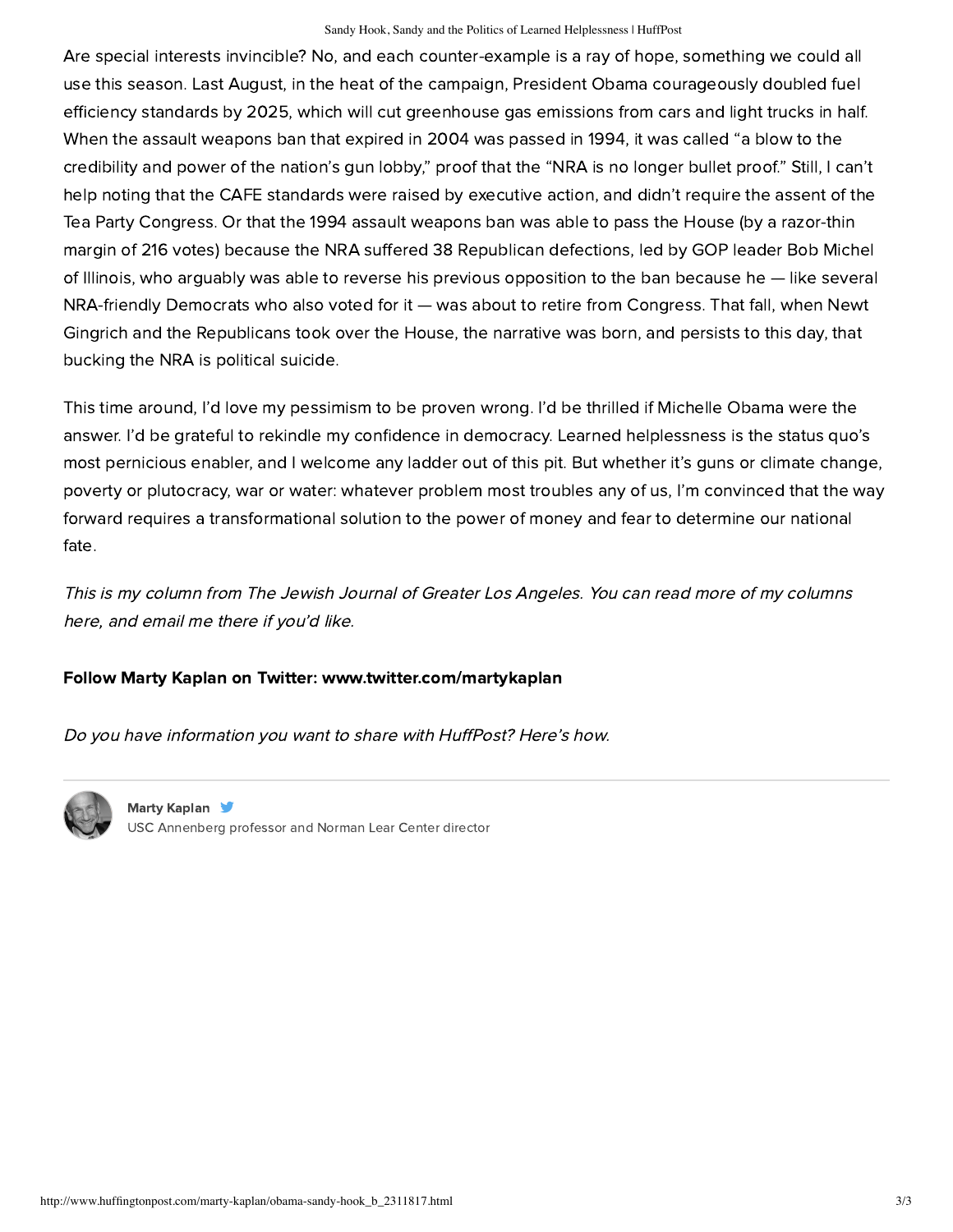Are special interests invincible? No, and each counter-example is a ray of hope, something we could all use this season. Last August, in the heat of the campaign, President Obama courageously doubled fuel efficiency standards by 2025, which will cut greenhouse gas emissions from cars and light trucks in half. When the assault weapons ban that expired in 2004 was passed in 1994, it was called "a blow to the credibility and power of the nation's gun lobby," proof that the "NRA is no longer bullet proof." Still, I can't help noting that the CAFE standards were raised by executive action, and didn't require the assent of the Tea Party Congress. Or that the 1994 assault weapons ban was able to pass the House (by a razor-thin margin of 216 votes) because the NRA suffered 38 Republican defections, led by GOP leader Bob Michel of Illinois, who arguably was able to reverse his previous opposition to the ban because he — like several NRA-friendly Democrats who also voted for it — was about to retire from Congress. That fall, when Newt Gingrich and the Republicans took over the House, the narrative was born, and persists to this day, that bucking the NRA is political suicide.

This time around, I'd love my pessimism to be proven wrong. I'd be thrilled if Michelle Obama were the answer. I'd be grateful to rekindle my confidence in democracy. Learned helplessness is the status quo's most pernicious enabler, and I welcome any ladder out of this pit. But whether it's guns or climate change, poverty or plutocracy, war or water: whatever problem most troubles any of us, I'm convinced that the way forward requires a transformational solution to the power of money and fear to determine our national fate.

*This is my column from The Jewish Journal of Greater Los Angeles. You can read more of my columns here, and email me there if you'd like.*

**Follow Marty Kaplan on Twitter: www.twitter.com/martykaplan**

*Do you have information you want to share with HuffPost? Here's how.*

---

**Marty Kaplan**

USC Annenberg professor and Norman Lear Center director